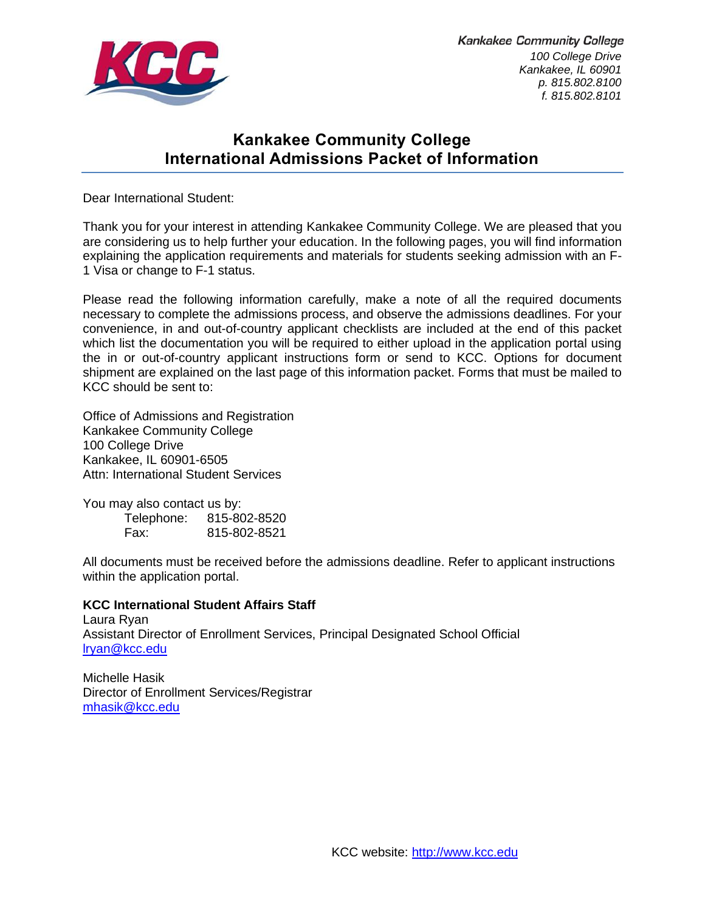Kankakee Community College
*100 College Drive*
*Kankakee, IL 60901*
*p. 815.802.8100*
*f. 815.802.8101*

# Kankakee Community College
# International Admissions Packet of Information

Dear International Student:

Thank you for your interest in attending Kankakee Community College. We are pleased that you are considering us to help further your education. In the following pages, you will find information explaining the application requirements and materials for students seeking admission with an F-1 Visa or change to F-1 status.

Please read the following information carefully, make a note of all the required documents necessary to complete the admissions process, and observe the admissions deadlines. For your convenience, in and out-of-country applicant checklists are included at the end of this packet which list the documentation you will be required to either upload in the application portal using the in or out-of-country applicant instructions form or send to KCC. Options for document shipment are explained on the last page of this information packet. Forms that must be mailed to KCC should be sent to:

Office of Admissions and Registration
Kankakee Community College
100 College Drive
Kankakee, IL 60901-6505
Attn: International Student Services

You may also contact us by:

Telephone: 815-802-8520
Fax: 815-802-8521

All documents must be received before the admissions deadline. Refer to applicant instructions within the application portal.

**KCC International Student Affairs Staff**
Laura Ryan
Assistant Director of Enrollment Services, Principal Designated School Official
lryan@kcc.edu

Michelle Hasik
Director of Enrollment Services/Registrar
mhasik@kcc.edu

KCC website: http://www.kcc.edu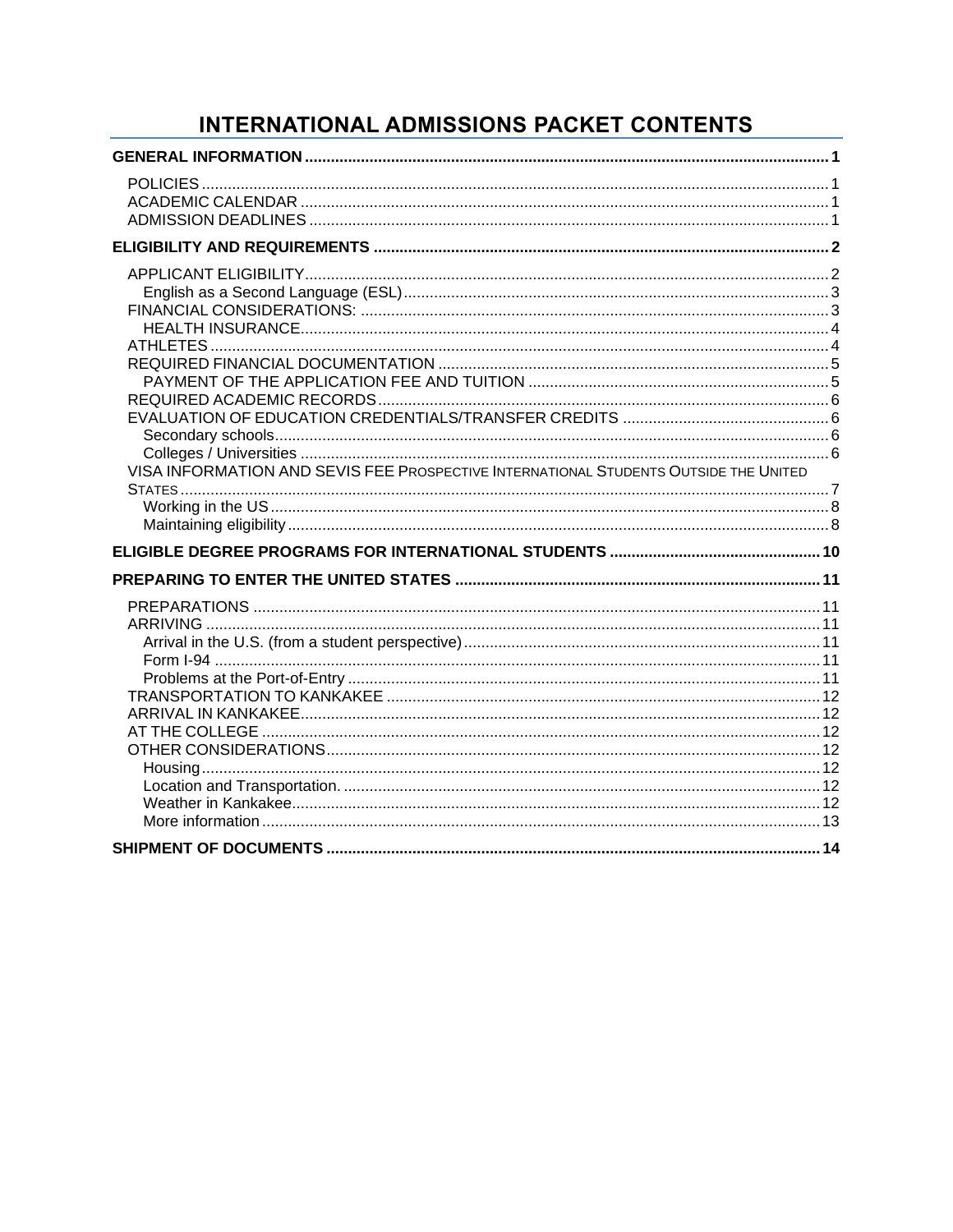# INTERNATIONAL ADMISSIONS PACKET CONTENTS

**GENERAL INFORMATION** ..... **1**

- POLICIES ..... 1
- ACADEMIC CALENDAR ..... 1
- ADMISSION DEADLINES ..... 1

**ELIGIBILITY AND REQUIREMENTS** ..... **2**

- APPLICANT ELIGIBILITY ..... 2
  - English as a Second Language (ESL) ..... 3
- FINANCIAL CONSIDERATIONS: ..... 3
  - HEALTH INSURANCE ..... 4
- ATHLETES ..... 4
- REQUIRED FINANCIAL DOCUMENTATION ..... 5
  - PAYMENT OF THE APPLICATION FEE AND TUITION ..... 5
- REQUIRED ACADEMIC RECORDS ..... 6
- EVALUATION OF EDUCATION CREDENTIALS/TRANSFER CREDITS ..... 6
  - Secondary schools ..... 6
  - Colleges / Universities ..... 6
- VISA INFORMATION AND SEVIS FEE PROSPECTIVE INTERNATIONAL STUDENTS OUTSIDE THE UNITED STATES ..... 7
  - Working in the US ..... 8
  - Maintaining eligibility ..... 8

**ELIGIBLE DEGREE PROGRAMS FOR INTERNATIONAL STUDENTS** ..... **10**

**PREPARING TO ENTER THE UNITED STATES** ..... **11**

- PREPARATIONS ..... 11
- ARRIVING ..... 11
  - Arrival in the U.S. (from a student perspective) ..... 11
  - Form I-94 ..... 11
  - Problems at the Port-of-Entry ..... 11
- TRANSPORTATION TO KANKAKEE ..... 12
- ARRIVAL IN KANKAKEE ..... 12
- AT THE COLLEGE ..... 12
- OTHER CONSIDERATIONS ..... 12
  - Housing ..... 12
  - Location and Transportation. ..... 12
  - Weather in Kankakee ..... 12
  - More information ..... 13

**SHIPMENT OF DOCUMENTS** ..... **14**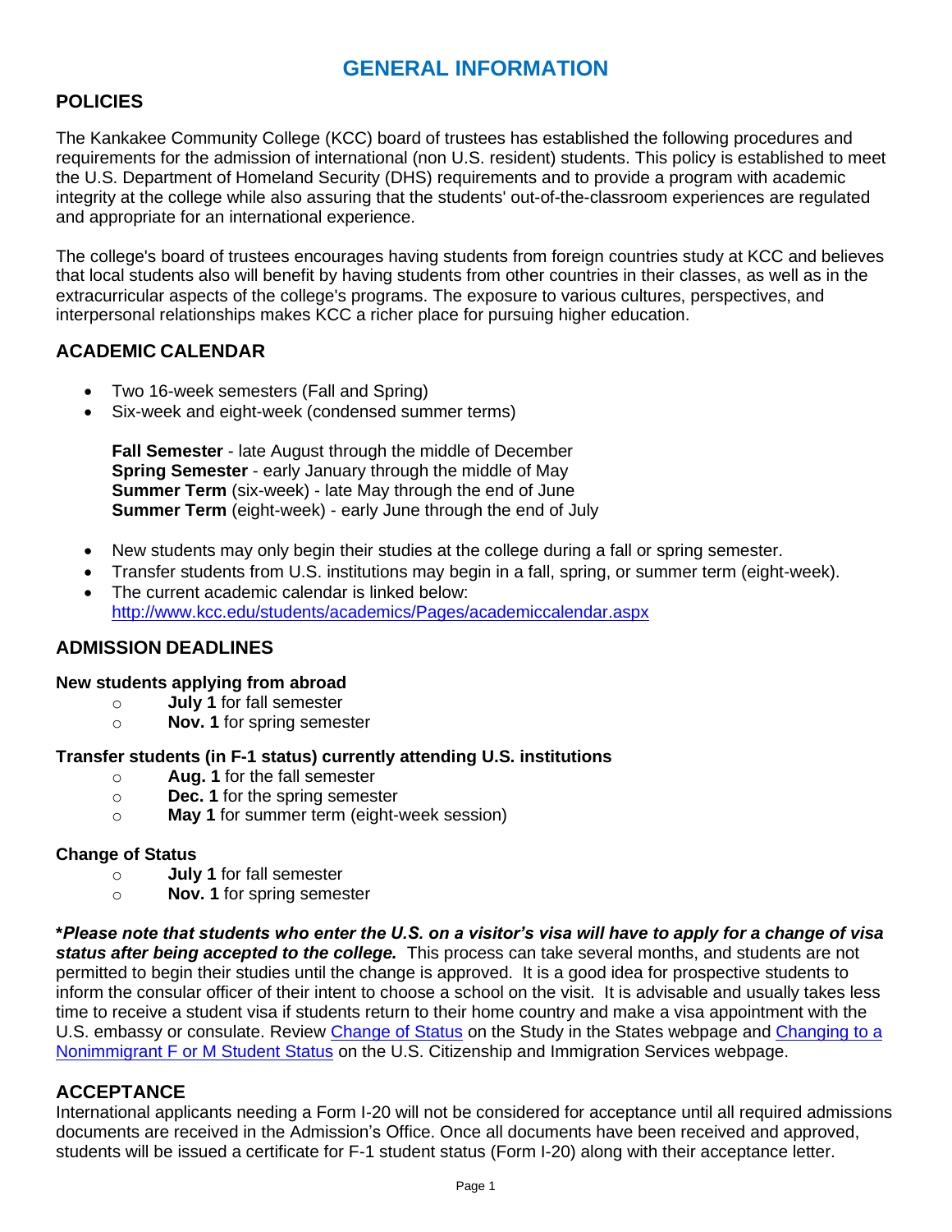# GENERAL INFORMATION

## POLICIES

The Kankakee Community College (KCC) board of trustees has established the following procedures and requirements for the admission of international (non U.S. resident) students. This policy is established to meet the U.S. Department of Homeland Security (DHS) requirements and to provide a program with academic integrity at the college while also assuring that the students' out-of-the-classroom experiences are regulated and appropriate for an international experience.

The college's board of trustees encourages having students from foreign countries study at KCC and believes that local students also will benefit by having students from other countries in their classes, as well as in the extracurricular aspects of the college's programs. The exposure to various cultures, perspectives, and interpersonal relationships makes KCC a richer place for pursuing higher education.

## ACADEMIC CALENDAR

- Two 16-week semesters (Fall and Spring)
- Six-week and eight-week (condensed summer terms)

  **Fall Semester** - late August through the middle of December
  **Spring Semester** - early January through the middle of May
  **Summer Term** (six-week) - late May through the end of June
  **Summer Term** (eight-week) - early June through the end of July

- New students may only begin their studies at the college during a fall or spring semester.
- Transfer students from U.S. institutions may begin in a fall, spring, or summer term (eight-week).
- The current academic calendar is linked below:
  [http://www.kcc.edu/students/academics/Pages/academiccalendar.aspx](http://www.kcc.edu/students/academics/Pages/academiccalendar.aspx)

## ADMISSION DEADLINES

**New students applying from abroad**

- **July 1** for fall semester
- **Nov. 1** for spring semester

**Transfer students (in F-1 status) currently attending U.S. institutions**

- **Aug. 1** for the fall semester
- **Dec. 1** for the spring semester
- **May 1** for summer term (eight-week session)

**Change of Status**

- **July 1** for fall semester
- **Nov. 1** for spring semester

**\****Please note that students who enter the U.S. on a visitor's visa will have to apply for a change of visa status after being accepted to the college.*** This process can take several months, and students are not permitted to begin their studies until the change is approved. It is a good idea for prospective students to inform the consular officer of their intent to choose a school on the visit. It is advisable and usually takes less time to receive a student visa if students return to their home country and make a visa appointment with the U.S. embassy or consulate. Review Change of Status on the Study in the States webpage and Changing to a Nonimmigrant F or M Student Status on the U.S. Citizenship and Immigration Services webpage.

## ACCEPTANCE

International applicants needing a Form I-20 will not be considered for acceptance until all required admissions documents are received in the Admission's Office. Once all documents have been received and approved, students will be issued a certificate for F-1 student status (Form I-20) along with their acceptance letter.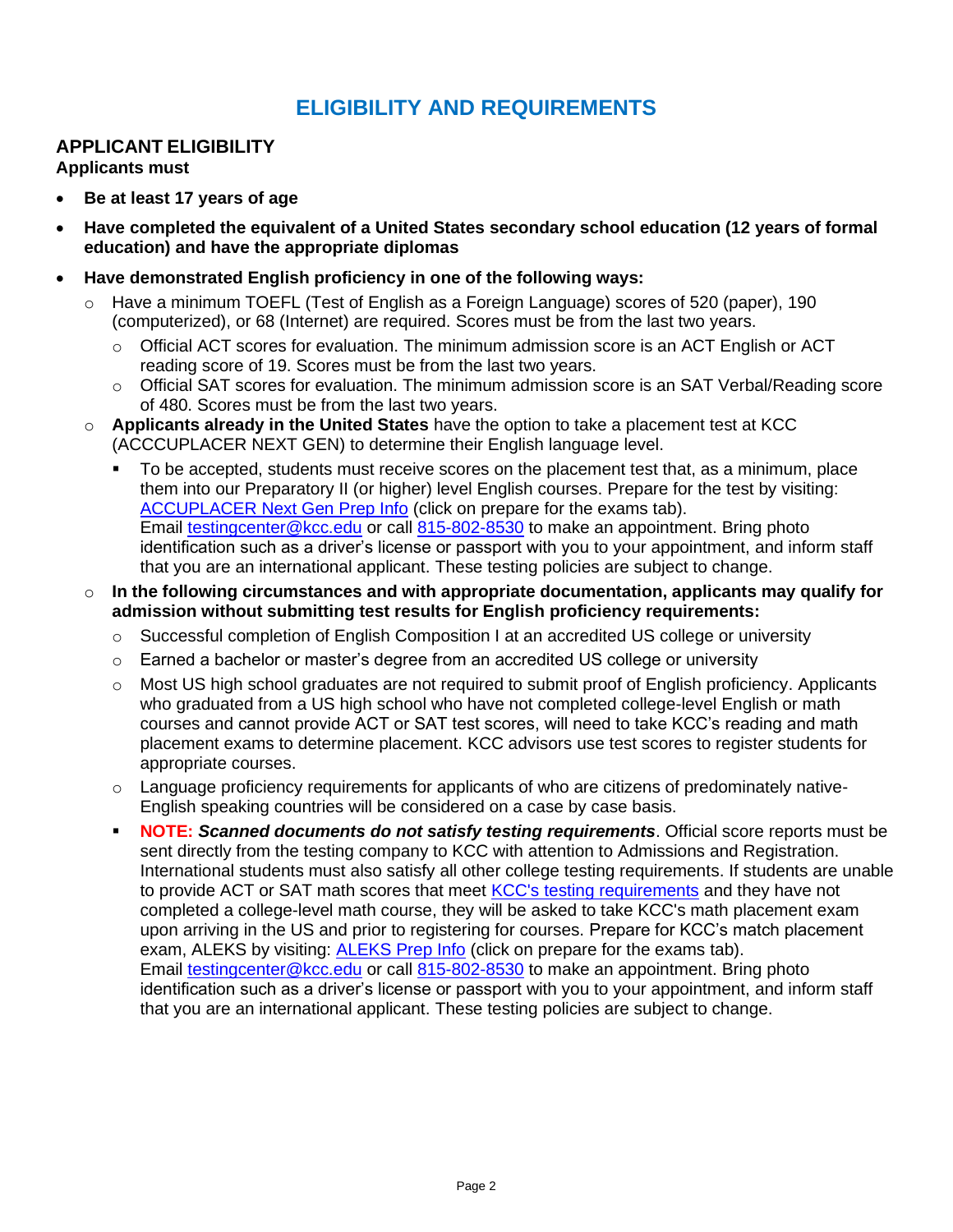# ELIGIBILITY AND REQUIREMENTS

## APPLICANT ELIGIBILITY

**Applicants must**

- **Be at least 17 years of age**
- **Have completed the equivalent of a United States secondary school education (12 years of formal education) and have the appropriate diplomas**
- **Have demonstrated English proficiency in one of the following ways:**
  - Have a minimum TOEFL (Test of English as a Foreign Language) scores of 520 (paper), 190 (computerized), or 68 (Internet) are required. Scores must be from the last two years.
    - Official ACT scores for evaluation. The minimum admission score is an ACT English or ACT reading score of 19. Scores must be from the last two years.
    - Official SAT scores for evaluation. The minimum admission score is an SAT Verbal/Reading score of 480. Scores must be from the last two years.
  - **Applicants already in the United States** have the option to take a placement test at KCC (ACCCUPLACER NEXT GEN) to determine their English language level.
    - To be accepted, students must receive scores on the placement test that, as a minimum, place them into our Preparatory II (or higher) level English courses. Prepare for the test by visiting: ACCUPLACER Next Gen Prep Info (click on prepare for the exams tab). Email testingcenter@kcc.edu or call 815-802-8530 to make an appointment. Bring photo identification such as a driver's license or passport with you to your appointment, and inform staff that you are an international applicant. These testing policies are subject to change.
  - **In the following circumstances and with appropriate documentation, applicants may qualify for admission without submitting test results for English proficiency requirements:**
    - Successful completion of English Composition I at an accredited US college or university
    - Earned a bachelor or master's degree from an accredited US college or university
    - Most US high school graduates are not required to submit proof of English proficiency. Applicants who graduated from a US high school who have not completed college-level English or math courses and cannot provide ACT or SAT test scores, will need to take KCC's reading and math placement exams to determine placement. KCC advisors use test scores to register students for appropriate courses.
    - Language proficiency requirements for applicants of who are citizens of predominately native-English speaking countries will be considered on a case by case basis.
    - **NOTE:** ***Scanned documents do not satisfy testing requirements***. Official score reports must be sent directly from the testing company to KCC with attention to Admissions and Registration. International students must also satisfy all other college testing requirements. If students are unable to provide ACT or SAT math scores that meet KCC's testing requirements and they have not completed a college-level math course, they will be asked to take KCC's math placement exam upon arriving in the US and prior to registering for courses. Prepare for KCC's match placement exam, ALEKS by visiting: ALEKS Prep Info (click on prepare for the exams tab). Email testingcenter@kcc.edu or call 815-802-8530 to make an appointment. Bring photo identification such as a driver's license or passport with you to your appointment, and inform staff that you are an international applicant. These testing policies are subject to change.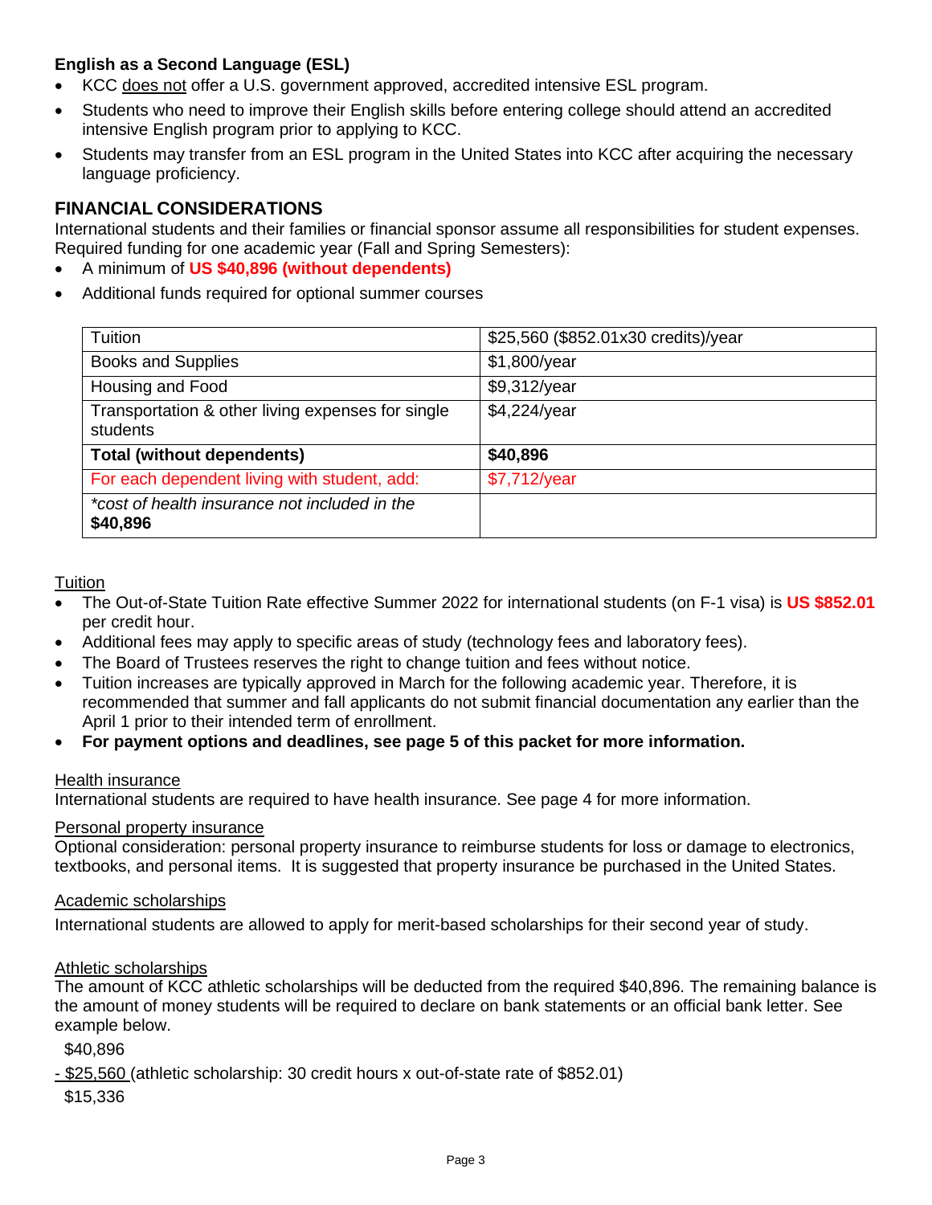**English as a Second Language (ESL)**

- KCC does not offer a U.S. government approved, accredited intensive ESL program.
- Students who need to improve their English skills before entering college should attend an accredited intensive English program prior to applying to KCC.
- Students may transfer from an ESL program in the United States into KCC after acquiring the necessary language proficiency.

## FINANCIAL CONSIDERATIONS

International students and their families or financial sponsor assume all responsibilities for student expenses. Required funding for one academic year (Fall and Spring Semesters):

- A minimum of **US $40,896 (without dependents)**
- Additional funds required for optional summer courses

| Tuition | $25,560 ($852.01x30 credits)/year |
|---|---|
| Books and Supplies | $1,800/year |
| Housing and Food | $9,312/year |
| Transportation & other living expenses for single students | $4,224/year |
| **Total (without dependents)** | **$40,896** |
| For each dependent living with student, add: | $7,712/year |
| *\*cost of health insurance not included in the* **$40,896** | |

Tuition

- The Out-of-State Tuition Rate effective Summer 2022 for international students (on F-1 visa) is **US $852.01** per credit hour.
- Additional fees may apply to specific areas of study (technology fees and laboratory fees).
- The Board of Trustees reserves the right to change tuition and fees without notice.
- Tuition increases are typically approved in March for the following academic year. Therefore, it is recommended that summer and fall applicants do not submit financial documentation any earlier than the April 1 prior to their intended term of enrollment.
- **For payment options and deadlines, see page 5 of this packet for more information.**

Health insurance

International students are required to have health insurance. See page 4 for more information.

Personal property insurance

Optional consideration: personal property insurance to reimburse students for loss or damage to electronics, textbooks, and personal items. It is suggested that property insurance be purchased in the United States.

Academic scholarships

International students are allowed to apply for merit-based scholarships for their second year of study.

Athletic scholarships

The amount of KCC athletic scholarships will be deducted from the required $40,896. The remaining balance is the amount of money students will be required to declare on bank statements or an official bank letter. See example below.

$40,896
- $25,560 (athletic scholarship: 30 credit hours x out-of-state rate of $852.01)
$15,336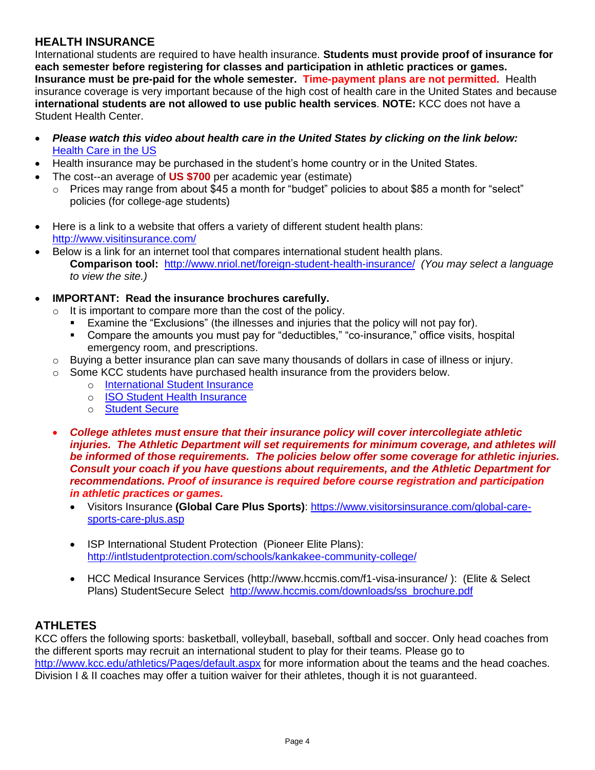## HEALTH INSURANCE

International students are required to have health insurance. **Students must provide proof of insurance for each semester before registering for classes and participation in athletic practices or games. Insurance must be pre-paid for the whole semester. Time-payment plans are not permitted.** Health insurance coverage is very important because of the high cost of health care in the United States and because **international students are not allowed to use public health services**. **NOTE:** KCC does not have a Student Health Center.

- ***Please watch this video about health care in the United States by clicking on the link below:*** [Health Care in the US]
- Health insurance may be purchased in the student's home country or in the United States.
- The cost--an average of **US $700** per academic year (estimate)
  - Prices may range from about $45 a month for "budget" policies to about $85 a month for "select" policies (for college-age students)
- Here is a link to a website that offers a variety of different student health plans: http://www.visitinsurance.com/
- Below is a link for an internet tool that compares international student health plans.
  **Comparison tool:** http://www.nriol.net/foreign-student-health-insurance/ *(You may select a language to view the site.)*
- **IMPORTANT: Read the insurance brochures carefully.**
  - It is important to compare more than the cost of the policy.
    - Examine the "Exclusions" (the illnesses and injuries that the policy will not pay for).
    - Compare the amounts you must pay for "deductibles," "co-insurance," office visits, hospital emergency room, and prescriptions.
  - Buying a better insurance plan can save many thousands of dollars in case of illness or injury.
  - Some KCC students have purchased health insurance from the providers below.
    - International Student Insurance
    - ISO Student Health Insurance
    - Student Secure
- ***College athletes must ensure that their insurance policy will cover intercollegiate athletic injuries. The Athletic Department will set requirements for minimum coverage, and athletes will be informed of those requirements. The policies below offer some coverage for athletic injuries. Consult your coach if you have questions about requirements, and the Athletic Department for recommendations. Proof of insurance is required before course registration and participation in athletic practices or games.***
  - Visitors Insurance **(Global Care Plus Sports)**: https://www.visitorsinsurance.com/global-care-sports-care-plus.asp
  - ISP International Student Protection (Pioneer Elite Plans): http://intlstudentprotection.com/schools/kankakee-community-college/
  - HCC Medical Insurance Services (http://www.hccmis.com/f1-visa-insurance/ ): (Elite & Select Plans) StudentSecure Select http://www.hccmis.com/downloads/ss_brochure.pdf

## ATHLETES

KCC offers the following sports: basketball, volleyball, baseball, softball and soccer. Only head coaches from the different sports may recruit an international student to play for their teams. Please go to http://www.kcc.edu/athletics/Pages/default.aspx for more information about the teams and the head coaches. Division I & II coaches may offer a tuition waiver for their athletes, though it is not guaranteed.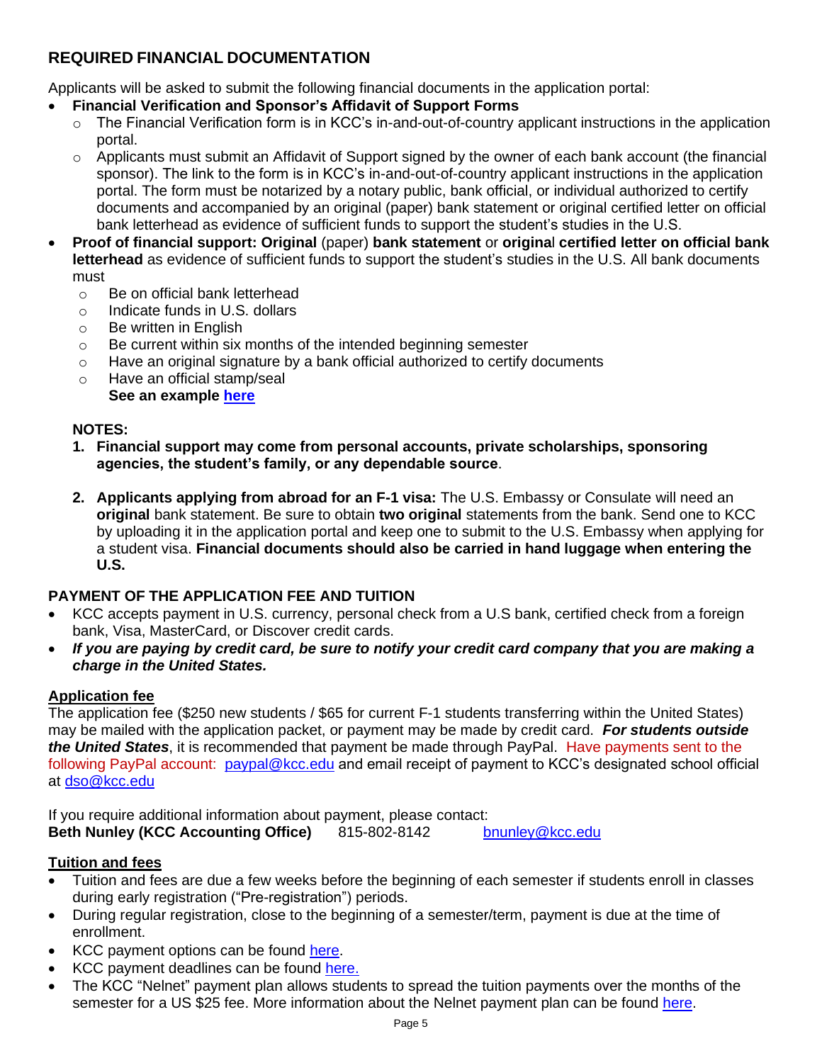## REQUIRED FINANCIAL DOCUMENTATION

Applicants will be asked to submit the following financial documents in the application portal:

- **Financial Verification and Sponsor's Affidavit of Support Forms**
  - The Financial Verification form is in KCC's in-and-out-of-country applicant instructions in the application portal.
  - Applicants must submit an Affidavit of Support signed by the owner of each bank account (the financial sponsor). The link to the form is in KCC's in-and-out-of-country applicant instructions in the application portal. The form must be notarized by a notary public, bank official, or individual authorized to certify documents and accompanied by an original (paper) bank statement or original certified letter on official bank letterhead as evidence of sufficient funds to support the student's studies in the U.S.
- **Proof of financial support: Original** (paper) **bank statement** or **original certified letter on official bank letterhead** as evidence of sufficient funds to support the student's studies in the U.S. All bank documents must
  - Be on official bank letterhead
  - Indicate funds in U.S. dollars
  - Be written in English
  - Be current within six months of the intended beginning semester
  - Have an original signature by a bank official authorized to certify documents
  - Have an official stamp/seal

    **See an example [here]**

**NOTES:**

1. **Financial support may come from personal accounts, private scholarships, sponsoring agencies, the student's family, or any dependable source**.

2. **Applicants applying from abroad for an F-1 visa:** The U.S. Embassy or Consulate will need an **original** bank statement. Be sure to obtain **two original** statements from the bank. Send one to KCC by uploading it in the application portal and keep one to submit to the U.S. Embassy when applying for a student visa. **Financial documents should also be carried in hand luggage when entering the U.S.**

## PAYMENT OF THE APPLICATION FEE AND TUITION

- KCC accepts payment in U.S. currency, personal check from a U.S bank, certified check from a foreign bank, Visa, MasterCard, or Discover credit cards.
- ***If you are paying by credit card, be sure to notify your credit card company that you are making a charge in the United States.***

### Application fee

The application fee ($250 new students / $65 for current F-1 students transferring within the United States) may be mailed with the application packet, or payment may be made by credit card. ***For students outside the United States***, it is recommended that payment be made through PayPal. Have payments sent to the following PayPal account: paypal@kcc.edu and email receipt of payment to KCC's designated school official at dso@kcc.edu

If you require additional information about payment, please contact:
**Beth Nunley (KCC Accounting Office)** 815-802-8142 bnunley@kcc.edu

### Tuition and fees

- Tuition and fees are due a few weeks before the beginning of each semester if students enroll in classes during early registration ("Pre-registration") periods.
- During regular registration, close to the beginning of a semester/term, payment is due at the time of enrollment.
- KCC payment options can be found here.
- KCC payment deadlines can be found here.
- The KCC "Nelnet" payment plan allows students to spread the tuition payments over the months of the semester for a US $25 fee. More information about the Nelnet payment plan can be found here.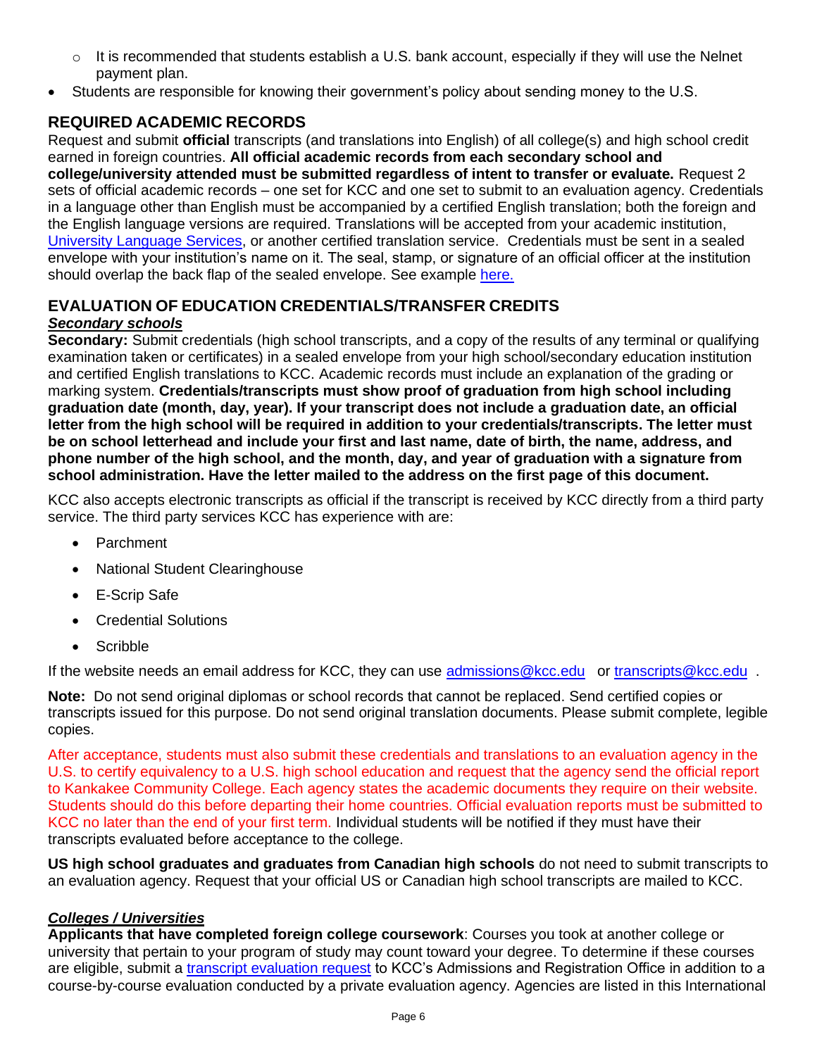- It is recommended that students establish a U.S. bank account, especially if they will use the Nelnet payment plan.
- Students are responsible for knowing their government's policy about sending money to the U.S.

## REQUIRED ACADEMIC RECORDS

Request and submit **official** transcripts (and translations into English) of all college(s) and high school credit earned in foreign countries. **All official academic records from each secondary school and college/university attended must be submitted regardless of intent to transfer or evaluate.** Request 2 sets of official academic records – one set for KCC and one set to submit to an evaluation agency. Credentials in a language other than English must be accompanied by a certified English translation; both the foreign and the English language versions are required. Translations will be accepted from your academic institution, University Language Services, or another certified translation service. Credentials must be sent in a sealed envelope with your institution's name on it. The seal, stamp, or signature of an official officer at the institution should overlap the back flap of the sealed envelope. See example here.

## EVALUATION OF EDUCATION CREDENTIALS/TRANSFER CREDITS

### ***Secondary schools***

**Secondary:** Submit credentials (high school transcripts, and a copy of the results of any terminal or qualifying examination taken or certificates) in a sealed envelope from your high school/secondary education institution and certified English translations to KCC. Academic records must include an explanation of the grading or marking system. **Credentials/transcripts must show proof of graduation from high school including graduation date (month, day, year). If your transcript does not include a graduation date, an official letter from the high school will be required in addition to your credentials/transcripts. The letter must be on school letterhead and include your first and last name, date of birth, the name, address, and phone number of the high school, and the month, day, and year of graduation with a signature from school administration. Have the letter mailed to the address on the first page of this document.**

KCC also accepts electronic transcripts as official if the transcript is received by KCC directly from a third party service. The third party services KCC has experience with are:

- Parchment
- National Student Clearinghouse
- E-Scrip Safe
- Credential Solutions
- Scribble

If the website needs an email address for KCC, they can use admissions@kcc.edu or transcripts@kcc.edu .

**Note:** Do not send original diplomas or school records that cannot be replaced. Send certified copies or transcripts issued for this purpose. Do not send original translation documents. Please submit complete, legible copies.

After acceptance, students must also submit these credentials and translations to an evaluation agency in the U.S. to certify equivalency to a U.S. high school education and request that the agency send the official report to Kankakee Community College. Each agency states the academic documents they require on their website. Students should do this before departing their home countries. Official evaluation reports must be submitted to KCC no later than the end of your first term. Individual students will be notified if they must have their transcripts evaluated before acceptance to the college.

**US high school graduates and graduates from Canadian high schools** do not need to submit transcripts to an evaluation agency. Request that your official US or Canadian high school transcripts are mailed to KCC.

### ***Colleges / Universities***

**Applicants that have completed foreign college coursework**: Courses you took at another college or university that pertain to your program of study may count toward your degree. To determine if these courses are eligible, submit a transcript evaluation request to KCC's Admissions and Registration Office in addition to a course-by-course evaluation conducted by a private evaluation agency. Agencies are listed in this International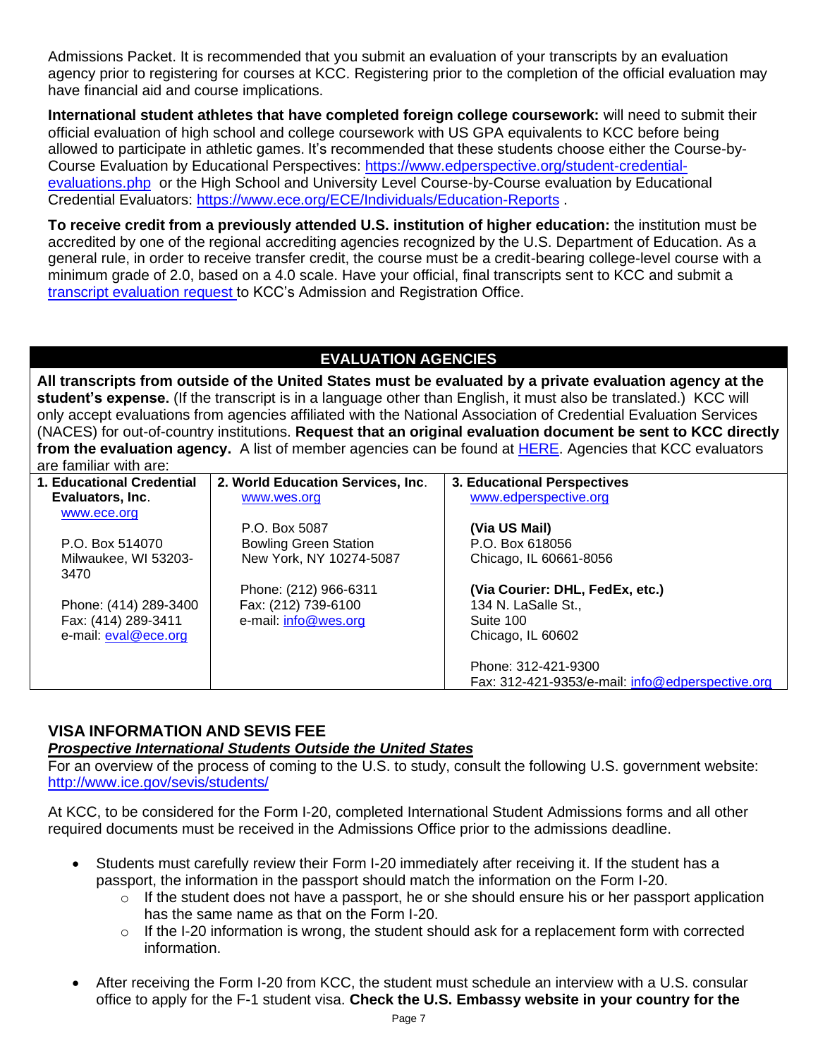Admissions Packet. It is recommended that you submit an evaluation of your transcripts by an evaluation agency prior to registering for courses at KCC. Registering prior to the completion of the official evaluation may have financial aid and course implications.

**International student athletes that have completed foreign college coursework:** will need to submit their official evaluation of high school and college coursework with US GPA equivalents to KCC before being allowed to participate in athletic games. It's recommended that these students choose either the Course-by-Course Evaluation by Educational Perspectives: [https://www.edperspective.org/student-credential-evaluations.php](https://www.edperspective.org/student-credential-evaluations.php) or the High School and University Level Course-by-Course evaluation by Educational Credential Evaluators: [https://www.ece.org/ECE/Individuals/Education-Reports](https://www.ece.org/ECE/Individuals/Education-Reports) .

**To receive credit from a previously attended U.S. institution of higher education:** the institution must be accredited by one of the regional accrediting agencies recognized by the U.S. Department of Education. As a general rule, in order to receive transfer credit, the course must be a credit-bearing college-level course with a minimum grade of 2.0, based on a 4.0 scale. Have your official, final transcripts sent to KCC and submit a transcript evaluation request to KCC's Admission and Registration Office.

## EVALUATION AGENCIES

**All transcripts from outside of the United States must be evaluated by a private evaluation agency at the student's expense.** (If the transcript is in a language other than English, it must also be translated.) KCC will only accept evaluations from agencies affiliated with the National Association of Credential Evaluation Services (NACES) for out-of-country institutions. **Request that an original evaluation document be sent to KCC directly from the evaluation agency.** A list of member agencies can be found at HERE. Agencies that KCC evaluators are familiar with are:

| 1. Educational Credential Evaluators, Inc. | 2. World Education Services, Inc. | 3. Educational Perspectives |
|---|---|---|
| www.ece.org<br><br>P.O. Box 514070<br>Milwaukee, WI 53203-3470<br><br>Phone: (414) 289-3400<br>Fax: (414) 289-3411<br>e-mail: eval@ece.org | www.wes.org<br><br>P.O. Box 5087<br>Bowling Green Station<br>New York, NY 10274-5087<br><br>Phone: (212) 966-6311<br>Fax: (212) 739-6100<br>e-mail: info@wes.org | www.edperspective.org<br><br>**(Via US Mail)**<br>P.O. Box 618056<br>Chicago, IL 60661-8056<br><br>**(Via Courier: DHL, FedEx, etc.)**<br>134 N. LaSalle St.,<br>Suite 100<br>Chicago, IL 60602<br><br>Phone: 312-421-9300<br>Fax: 312-421-9353/e-mail: info@edperspective.org |

## VISA INFORMATION AND SEVIS FEE

***Prospective International Students Outside the United States***

For an overview of the process of coming to the U.S. to study, consult the following U.S. government website: [http://www.ice.gov/sevis/students/](http://www.ice.gov/sevis/students/)

At KCC, to be considered for the Form I-20, completed International Student Admissions forms and all other required documents must be received in the Admissions Office prior to the admissions deadline.

- Students must carefully review their Form I-20 immediately after receiving it. If the student has a passport, the information in the passport should match the information on the Form I-20.
  - If the student does not have a passport, he or she should ensure his or her passport application has the same name as that on the Form I-20.
  - If the I-20 information is wrong, the student should ask for a replacement form with corrected information.
- After receiving the Form I-20 from KCC, the student must schedule an interview with a U.S. consular office to apply for the F-1 student visa. **Check the U.S. Embassy website in your country for the**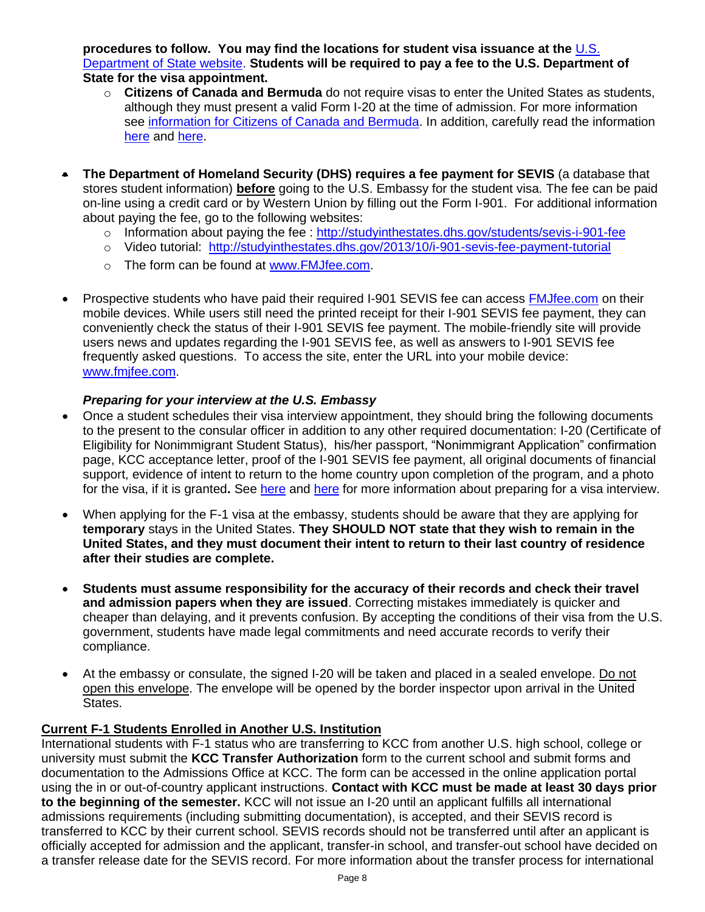**procedures to follow. You may find the locations for student visa issuance at the** [U.S. Department of State website](). **Students will be required to pay a fee to the U.S. Department of State for the visa appointment.**

- **Citizens of Canada and Bermuda** do not require visas to enter the United States as students, although they must present a valid Form I-20 at the time of admission. For more information see [information for Citizens of Canada and Bermuda](). In addition, carefully read the information [here]() and [here]().

- **The Department of Homeland Security (DHS) requires a fee payment for SEVIS** (a database that stores student information) **before** going to the U.S. Embassy for the student visa. The fee can be paid on-line using a credit card or by Western Union by filling out the Form I-901. For additional information about paying the fee, go to the following websites:
  - Information about paying the fee : http://studyinthestates.dhs.gov/students/sevis-i-901-fee
  - Video tutorial: http://studyinthestates.dhs.gov/2013/10/i-901-sevis-fee-payment-tutorial
  - The form can be found at www.FMJfee.com.

- Prospective students who have paid their required I-901 SEVIS fee can access FMJfee.com on their mobile devices. While users still need the printed receipt for their I-901 SEVIS fee payment, they can conveniently check the status of their I-901 SEVIS fee payment. The mobile-friendly site will provide users news and updates regarding the I-901 SEVIS fee, as well as answers to I-901 SEVIS fee frequently asked questions. To access the site, enter the URL into your mobile device: www.fmjfee.com.

***Preparing for your interview at the U.S. Embassy***

- Once a student schedules their visa interview appointment, they should bring the following documents to the present to the consular officer in addition to any other required documentation: I-20 (Certificate of Eligibility for Nonimmigrant Student Status), his/her passport, "Nonimmigrant Application" confirmation page, KCC acceptance letter, proof of the I-901 SEVIS fee payment, all original documents of financial support, evidence of intent to return to the home country upon completion of the program, and a photo for the visa, if it is granted**.** See [here]() and [here]() for more information about preparing for a visa interview.

- When applying for the F-1 visa at the embassy, students should be aware that they are applying for **temporary** stays in the United States. **They SHOULD NOT state that they wish to remain in the United States, and they must document their intent to return to their last country of residence after their studies are complete.**

- **Students must assume responsibility for the accuracy of their records and check their travel and admission papers when they are issued**. Correcting mistakes immediately is quicker and cheaper than delaying, and it prevents confusion. By accepting the conditions of their visa from the U.S. government, students have made legal commitments and need accurate records to verify their compliance.

- At the embassy or consulate, the signed I-20 will be taken and placed in a sealed envelope. Do not open this envelope. The envelope will be opened by the border inspector upon arrival in the United States.

## Current F-1 Students Enrolled in Another U.S. Institution

International students with F-1 status who are transferring to KCC from another U.S. high school, college or university must submit the **KCC Transfer Authorization** form to the current school and submit forms and documentation to the Admissions Office at KCC. The form can be accessed in the online application portal using the in or out-of-country applicant instructions. **Contact with KCC must be made at least 30 days prior to the beginning of the semester.** KCC will not issue an I-20 until an applicant fulfills all international admissions requirements (including submitting documentation), is accepted, and their SEVIS record is transferred to KCC by their current school. SEVIS records should not be transferred until after an applicant is officially accepted for admission and the applicant, transfer-in school, and transfer-out school have decided on a transfer release date for the SEVIS record. For more information about the transfer process for international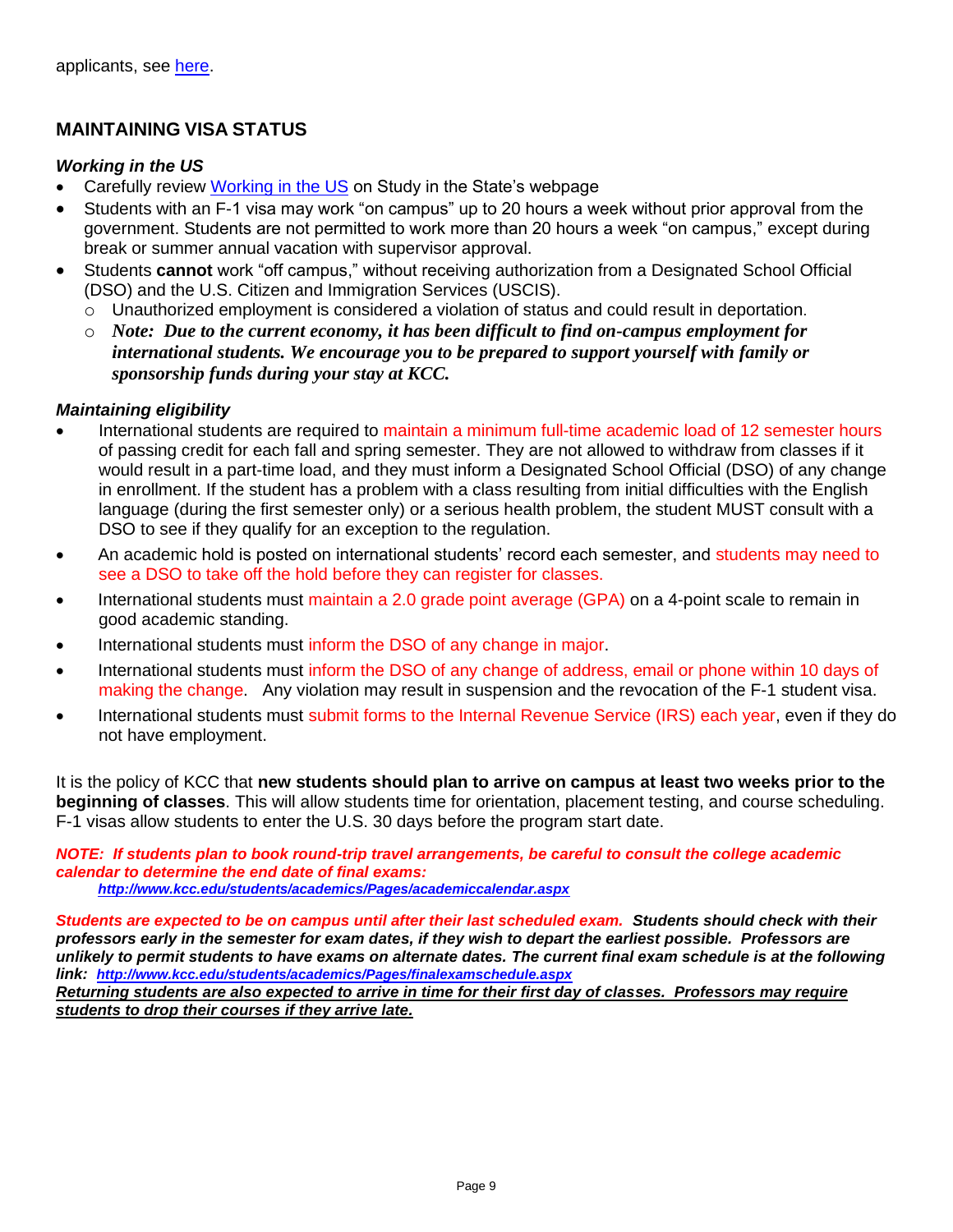applicants, see [here](here).

## MAINTAINING VISA STATUS

### *Working in the US*

- Carefully review [Working in the US](Working in the US) on Study in the State's webpage
- Students with an F-1 visa may work "on campus" up to 20 hours a week without prior approval from the government. Students are not permitted to work more than 20 hours a week "on campus," except during break or summer annual vacation with supervisor approval.
- Students **cannot** work "off campus," without receiving authorization from a Designated School Official (DSO) and the U.S. Citizen and Immigration Services (USCIS).
  - Unauthorized employment is considered a violation of status and could result in deportation.
  - ***Note: Due to the current economy, it has been difficult to find on-campus employment for international students. We encourage you to be prepared to support yourself with family or sponsorship funds during your stay at KCC.***

### *Maintaining eligibility*

- International students are required to maintain a minimum full-time academic load of 12 semester hours of passing credit for each fall and spring semester. They are not allowed to withdraw from classes if it would result in a part-time load, and they must inform a Designated School Official (DSO) of any change in enrollment. If the student has a problem with a class resulting from initial difficulties with the English language (during the first semester only) or a serious health problem, the student MUST consult with a DSO to see if they qualify for an exception to the regulation.
- An academic hold is posted on international students' record each semester, and students may need to see a DSO to take off the hold before they can register for classes.
- International students must maintain a 2.0 grade point average (GPA) on a 4-point scale to remain in good academic standing.
- International students must inform the DSO of any change in major.
- International students must inform the DSO of any change of address, email or phone within 10 days of making the change. Any violation may result in suspension and the revocation of the F-1 student visa.
- International students must submit forms to the Internal Revenue Service (IRS) each year, even if they do not have employment.

It is the policy of KCC that **new students should plan to arrive on campus at least two weeks prior to the beginning of classes**. This will allow students time for orientation, placement testing, and course scheduling. F-1 visas allow students to enter the U.S. 30 days before the program start date.

***NOTE: If students plan to book round-trip travel arrangements, be careful to consult the college academic calendar to determine the end date of final exams:***
***http://www.kcc.edu/students/academics/Pages/academiccalendar.aspx***

***Students are expected to be on campus until after their last scheduled exam. Students should check with their professors early in the semester for exam dates, if they wish to depart the earliest possible. Professors are unlikely to permit students to have exams on alternate dates. The current final exam schedule is at the following link: http://www.kcc.edu/students/academics/Pages/finalexamschedule.aspx***
***Returning students are also expected to arrive in time for their first day of classes. Professors may require students to drop their courses if they arrive late.***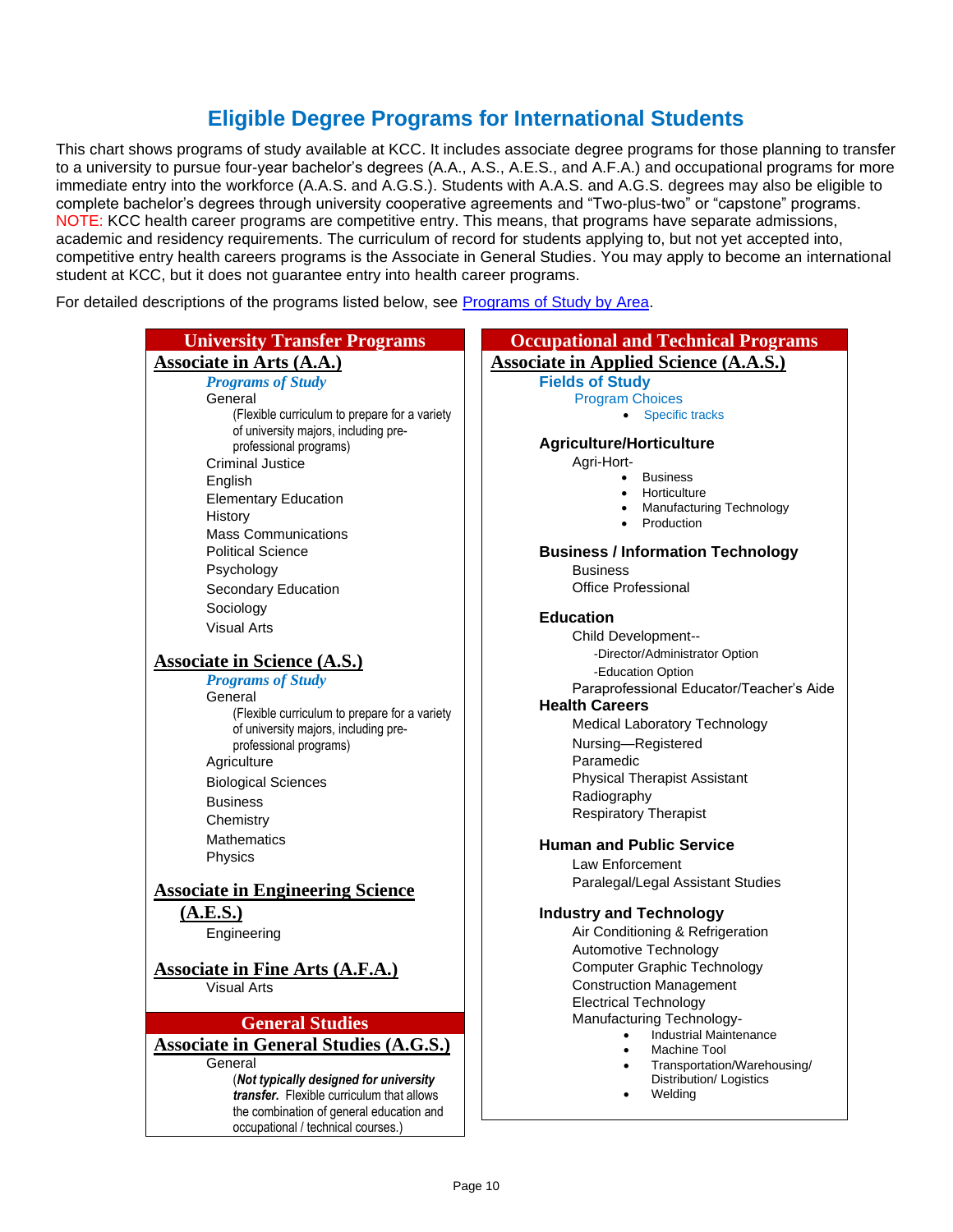# Eligible Degree Programs for International Students

This chart shows programs of study available at KCC. It includes associate degree programs for those planning to transfer to a university to pursue four-year bachelor's degrees (A.A., A.S., A.E.S., and A.F.A.) and occupational programs for more immediate entry into the workforce (A.A.S. and A.G.S.). Students with A.A.S. and A.G.S. degrees may also be eligible to complete bachelor's degrees through university cooperative agreements and "Two-plus-two" or "capstone" programs. NOTE: KCC health career programs are competitive entry. This means, that programs have separate admissions, academic and residency requirements. The curriculum of record for students applying to, but not yet accepted into, competitive entry health careers programs is the Associate in General Studies. You may apply to become an international student at KCC, but it does not guarantee entry into health career programs.

For detailed descriptions of the programs listed below, see [Programs of Study by Area](#).

## University Transfer Programs

### Associate in Arts (A.A.)

*Programs of Study*

- General
  - (Flexible curriculum to prepare for a variety of university majors, including pre-professional programs)
- Criminal Justice
- English
- Elementary Education
- History
- Mass Communications
- Political Science
- Psychology
- Secondary Education
- Sociology
- Visual Arts

### Associate in Science (A.S.)

*Programs of Study*

- General
  - (Flexible curriculum to prepare for a variety of university majors, including pre-professional programs)
- Agriculture
- Biological Sciences
- Business
- Chemistry
- Mathematics
- Physics

### Associate in Engineering Science (A.E.S.)

- Engineering

### Associate in Fine Arts (A.F.A.)

- Visual Arts

## General Studies

### Associate in General Studies (A.G.S.)

- General
  - (***Not typically designed for university transfer.*** Flexible curriculum that allows the combination of general education and occupational / technical courses.)

## Occupational and Technical Programs

### Associate in Applied Science (A.A.S.)

**Fields of Study**
- Program Choices
  - Specific tracks

**Agriculture/Horticulture**
- Agri-Hort-
  - Business
  - Horticulture
  - Manufacturing Technology
  - Production

**Business / Information Technology**
- Business
- Office Professional

**Education**
- Child Development--
  - -Director/Administrator Option
  - -Education Option
- Paraprofessional Educator/Teacher's Aide

**Health Careers**
- Medical Laboratory Technology
- Nursing—Registered
- Paramedic
- Physical Therapist Assistant
- Radiography
- Respiratory Therapist

**Human and Public Service**
- Law Enforcement
- Paralegal/Legal Assistant Studies

**Industry and Technology**
- Air Conditioning & Refrigeration
- Automotive Technology
- Computer Graphic Technology
- Construction Management
- Electrical Technology
- Manufacturing Technology-
  - Industrial Maintenance
  - Machine Tool
  - Transportation/Warehousing/ Distribution/ Logistics
  - Welding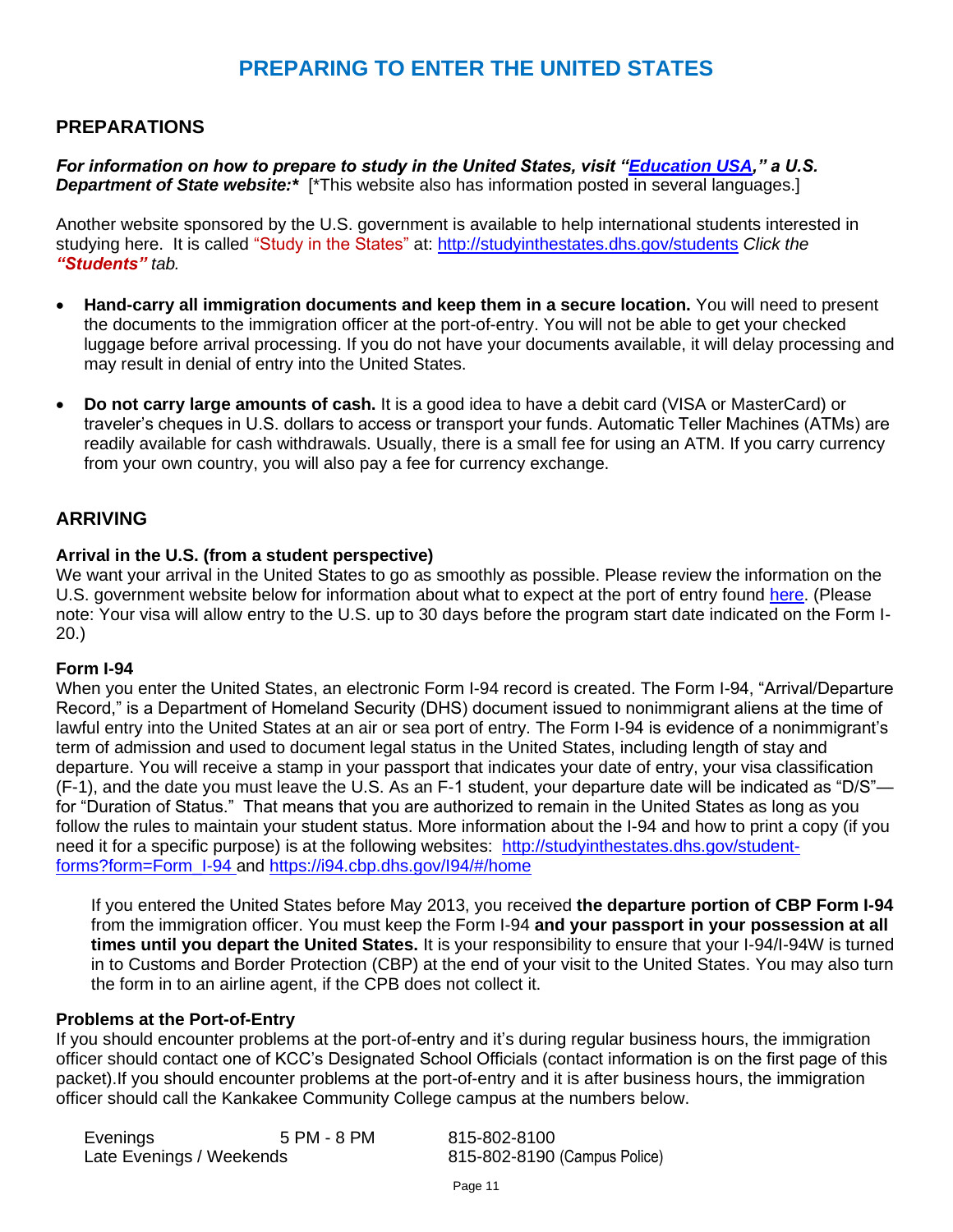# PREPARING TO ENTER THE UNITED STATES

## PREPARATIONS

***For information on how to prepare to study in the United States, visit "[Education USA](#)," a U.S. Department of State website:**** [*This website also has information posted in several languages.]

Another website sponsored by the U.S. government is available to help international students interested in studying here. It is called "Study in the States" at: http://studyinthestates.dhs.gov/students *Click the* ***"Students"*** *tab.*

- **Hand-carry all immigration documents and keep them in a secure location.** You will need to present the documents to the immigration officer at the port-of-entry. You will not be able to get your checked luggage before arrival processing. If you do not have your documents available, it will delay processing and may result in denial of entry into the United States.
- **Do not carry large amounts of cash.** It is a good idea to have a debit card (VISA or MasterCard) or traveler's cheques in U.S. dollars to access or transport your funds. Automatic Teller Machines (ATMs) are readily available for cash withdrawals. Usually, there is a small fee for using an ATM. If you carry currency from your own country, you will also pay a fee for currency exchange.

## ARRIVING

### Arrival in the U.S. (from a student perspective)

We want your arrival in the United States to go as smoothly as possible. Please review the information on the U.S. government website below for information about what to expect at the port of entry found [here](#). (Please note: Your visa will allow entry to the U.S. up to 30 days before the program start date indicated on the Form I-20.)

### Form I-94

When you enter the United States, an electronic Form I-94 record is created. The Form I-94, "Arrival/Departure Record," is a Department of Homeland Security (DHS) document issued to nonimmigrant aliens at the time of lawful entry into the United States at an air or sea port of entry. The Form I-94 is evidence of a nonimmigrant's term of admission and used to document legal status in the United States, including length of stay and departure. You will receive a stamp in your passport that indicates your date of entry, your visa classification (F-1), and the date you must leave the U.S. As an F-1 student, your departure date will be indicated as "D/S"—for "Duration of Status." That means that you are authorized to remain in the United States as long as you follow the rules to maintain your student status. More information about the I-94 and how to print a copy (if you need it for a specific purpose) is at the following websites: http://studyinthestates.dhs.gov/student-forms?form=Form_I-94 and https://i94.cbp.dhs.gov/I94/#/home

If you entered the United States before May 2013, you received **the departure portion of CBP Form I-94** from the immigration officer. You must keep the Form I-94 **and your passport in your possession at all times until you depart the United States.** It is your responsibility to ensure that your I-94/I-94W is turned in to Customs and Border Protection (CBP) at the end of your visit to the United States. You may also turn the form in to an airline agent, if the CPB does not collect it.

### Problems at the Port-of-Entry

If you should encounter problems at the port-of-entry and it's during regular business hours, the immigration officer should contact one of KCC's Designated School Officials (contact information is on the first page of this packet).If you should encounter problems at the port-of-entry and it is after business hours, the immigration officer should call the Kankakee Community College campus at the numbers below.

| | | |
|---|---|---|
| Evenings | 5 PM - 8 PM | 815-802-8100 |
| Late Evenings / Weekends | | 815-802-8190 (Campus Police) |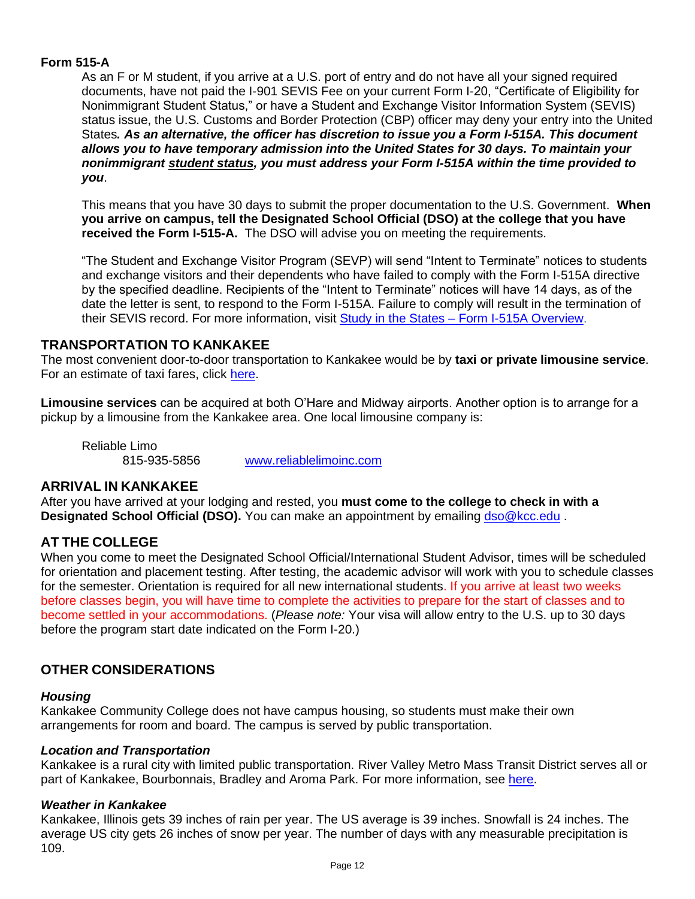**Form 515-A**

As an F or M student, if you arrive at a U.S. port of entry and do not have all your signed required documents, have not paid the I-901 SEVIS Fee on your current Form I-20, "Certificate of Eligibility for Nonimmigrant Student Status," or have a Student and Exchange Visitor Information System (SEVIS) status issue, the U.S. Customs and Border Protection (CBP) officer may deny your entry into the United States***. As an alternative, the officer has discretion to issue you a Form I-515A. This document allows you to have temporary admission into the United States for 30 days. To maintain your nonimmigrant student status, you must address your Form I-515A within the time provided to you***.

This means that you have 30 days to submit the proper documentation to the U.S. Government. **When you arrive on campus, tell the Designated School Official (DSO) at the college that you have received the Form I-515-A.** The DSO will advise you on meeting the requirements.

"The Student and Exchange Visitor Program (SEVP) will send "Intent to Terminate" notices to students and exchange visitors and their dependents who have failed to comply with the Form I-515A directive by the specified deadline. Recipients of the "Intent to Terminate" notices will have 14 days, as of the date the letter is sent, to respond to the Form I-515A. Failure to comply will result in the termination of their SEVIS record. For more information, visit Study in the States – Form I-515A Overview.

## TRANSPORTATION TO KANKAKEE

The most convenient door-to-door transportation to Kankakee would be by **taxi or private limousine service**. For an estimate of taxi fares, click here.

**Limousine services** can be acquired at both O'Hare and Midway airports. Another option is to arrange for a pickup by a limousine from the Kankakee area. One local limousine company is:

Reliable Limo
815-935-5856 www.reliablelimoinc.com

## ARRIVAL IN KANKAKEE

After you have arrived at your lodging and rested, you **must come to the college to check in with a Designated School Official (DSO).** You can make an appointment by emailing dso@kcc.edu .

## AT THE COLLEGE

When you come to meet the Designated School Official/International Student Advisor, times will be scheduled for orientation and placement testing. After testing, the academic advisor will work with you to schedule classes for the semester. Orientation is required for all new international students. If you arrive at least two weeks before classes begin, you will have time to complete the activities to prepare for the start of classes and to become settled in your accommodations. (*Please note:* Your visa will allow entry to the U.S. up to 30 days before the program start date indicated on the Form I-20.)

## OTHER CONSIDERATIONS

### *Housing*

Kankakee Community College does not have campus housing, so students must make their own arrangements for room and board. The campus is served by public transportation.

### *Location and Transportation*

Kankakee is a rural city with limited public transportation. River Valley Metro Mass Transit District serves all or part of Kankakee, Bourbonnais, Bradley and Aroma Park. For more information, see here.

### *Weather in Kankakee*

Kankakee, Illinois gets 39 inches of rain per year. The US average is 39 inches. Snowfall is 24 inches. The average US city gets 26 inches of snow per year. The number of days with any measurable precipitation is 109.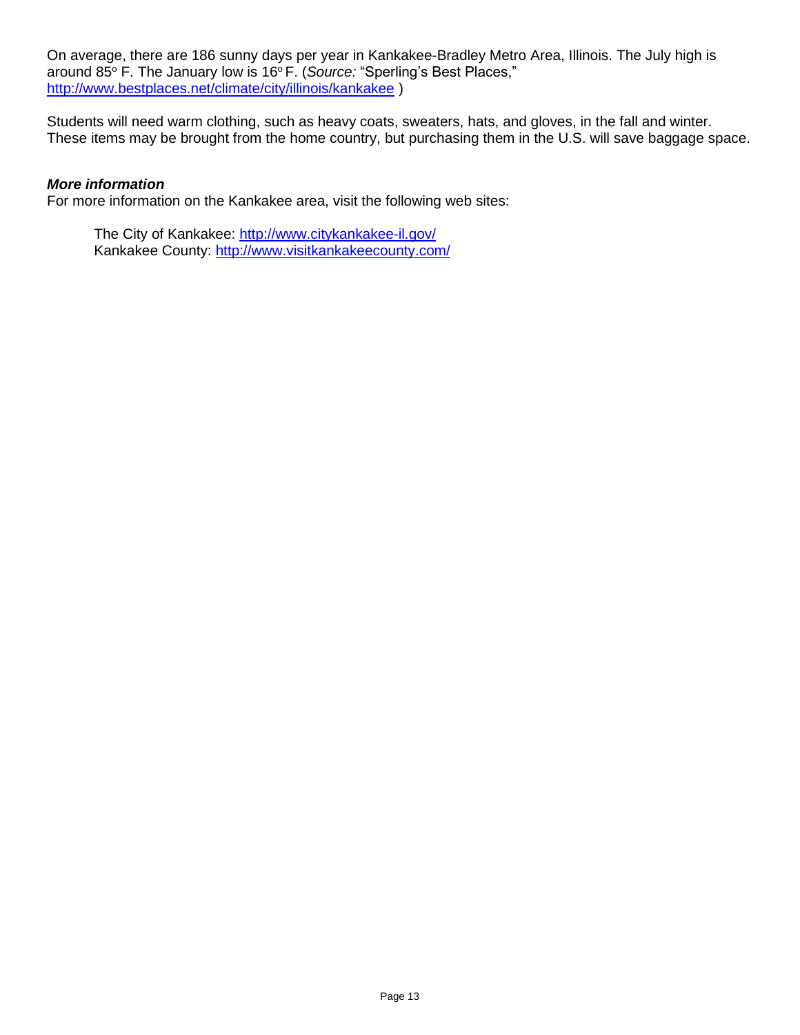On average, there are 186 sunny days per year in Kankakee-Bradley Metro Area, Illinois. The July high is around 85° F. The January low is 16° F. (*Source:* "Sperling's Best Places," http://www.bestplaces.net/climate/city/illinois/kankakee )

Students will need warm clothing, such as heavy coats, sweaters, hats, and gloves, in the fall and winter. These items may be brought from the home country, but purchasing them in the U.S. will save baggage space.

***More information***

For more information on the Kankakee area, visit the following web sites:

The City of Kankakee: http://www.citykankakee-il.gov/
Kankakee County: http://www.visitkankakeecounty.com/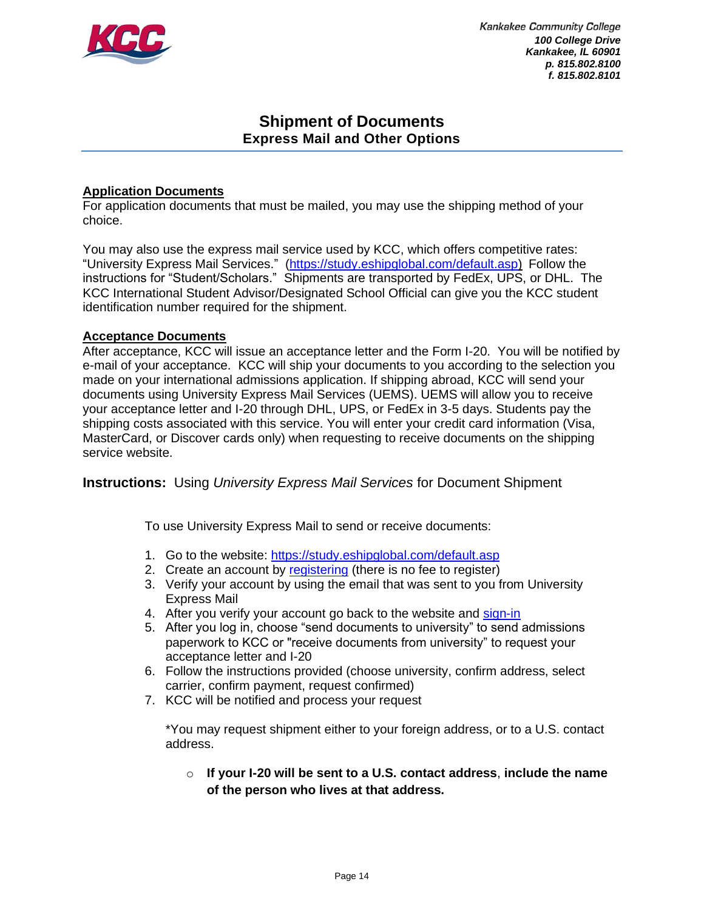Kankakee Community College
*100 College Drive*
*Kankakee, IL 60901*
*p. 815.802.8100*
*f. 815.802.8101*

# Shipment of Documents
## Express Mail and Other Options

**Application Documents**

For application documents that must be mailed, you may use the shipping method of your choice.

You may also use the express mail service used by KCC, which offers competitive rates: "University Express Mail Services." (https://study.eshipglobal.com/default.asp) Follow the instructions for "Student/Scholars." Shipments are transported by FedEx, UPS, or DHL. The KCC International Student Advisor/Designated School Official can give you the KCC student identification number required for the shipment.

**Acceptance Documents**

After acceptance, KCC will issue an acceptance letter and the Form I-20. You will be notified by e-mail of your acceptance. KCC will ship your documents to you according to the selection you made on your international admissions application. If shipping abroad, KCC will send your documents using University Express Mail Services (UEMS). UEMS will allow you to receive your acceptance letter and I-20 through DHL, UPS, or FedEx in 3-5 days. Students pay the shipping costs associated with this service. You will enter your credit card information (Visa, MasterCard, or Discover cards only) when requesting to receive documents on the shipping service website.

**Instructions:** Using *University Express Mail Services* for Document Shipment

To use University Express Mail to send or receive documents:

1. Go to the website: https://study.eshipglobal.com/default.asp
2. Create an account by registering (there is no fee to register)
3. Verify your account by using the email that was sent to you from University Express Mail
4. After you verify your account go back to the website and sign-in
5. After you log in, choose "send documents to university" to send admissions paperwork to KCC or "receive documents from university" to request your acceptance letter and I-20
6. Follow the instructions provided (choose university, confirm address, select carrier, confirm payment, request confirmed)
7. KCC will be notified and process your request

*You may request shipment either to your foreign address, or to a U.S. contact address.

- **If your I-20 will be sent to a U.S. contact address**, **include the name of the person who lives at that address.**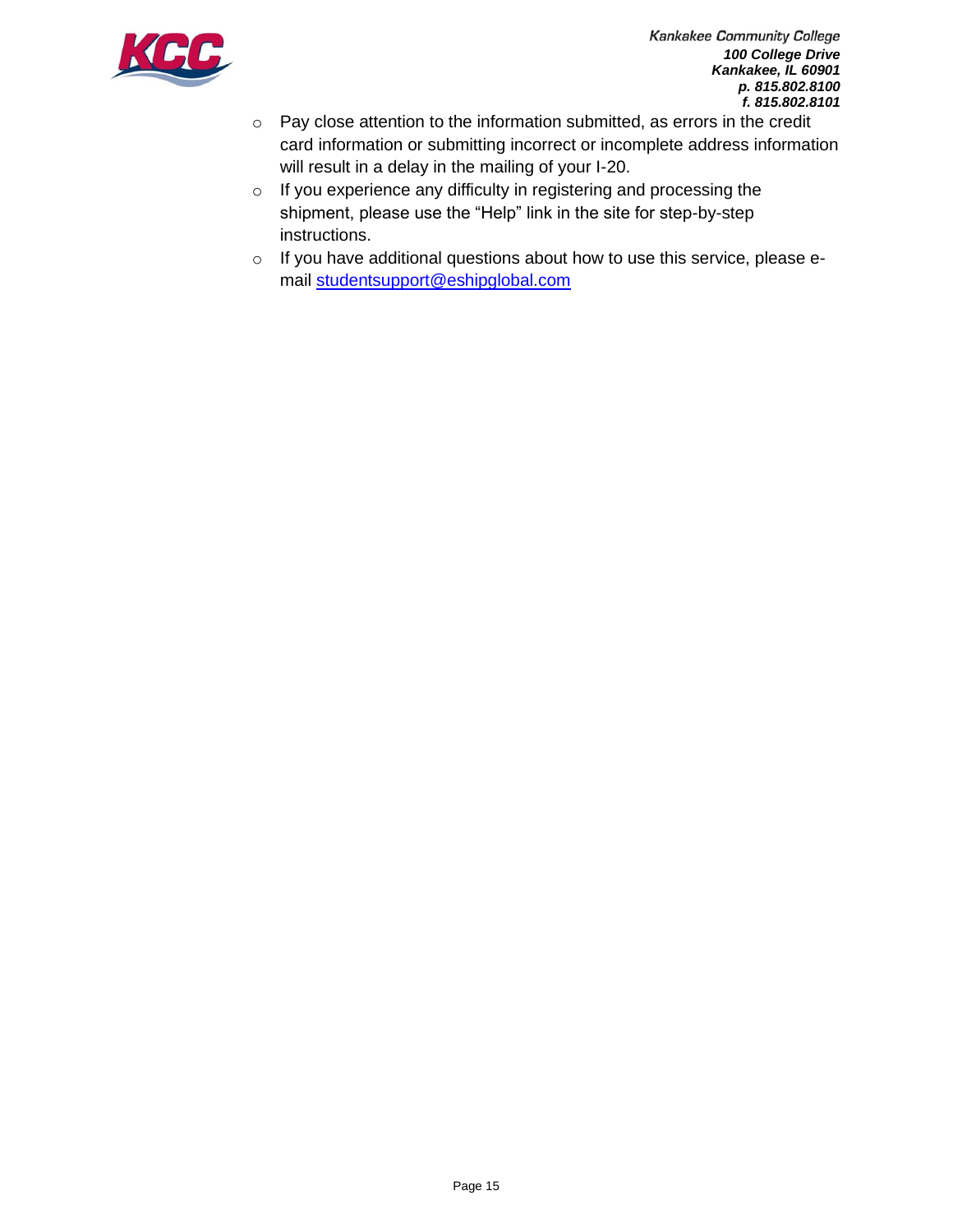- Pay close attention to the information submitted, as errors in the credit card information or submitting incorrect or incomplete address information will result in a delay in the mailing of your I-20.
- If you experience any difficulty in registering and processing the shipment, please use the "Help" link in the site for step-by-step instructions.
- If you have additional questions about how to use this service, please e-mail studentsupport@eshipglobal.com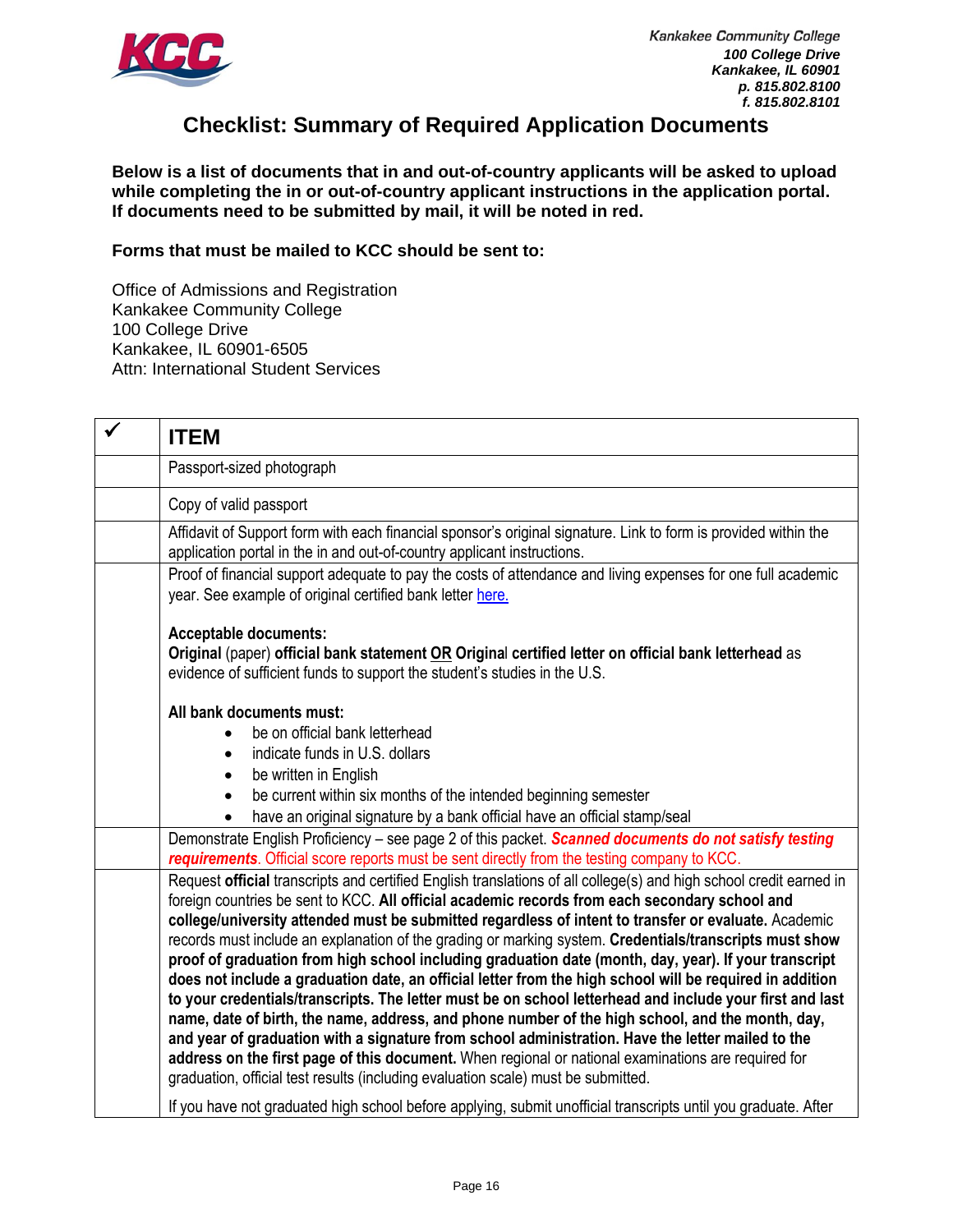Kankakee Community College
100 College Drive
Kankakee, IL 60901
p. 815.802.8100
f. 815.802.8101

# Checklist: Summary of Required Application Documents

**Below is a list of documents that in and out-of-country applicants will be asked to upload while completing the in or out-of-country applicant instructions in the application portal. If documents need to be submitted by mail, it will be noted in red.**

**Forms that must be mailed to KCC should be sent to:**

Office of Admissions and Registration
Kankakee Community College
100 College Drive
Kankakee, IL 60901-6505
Attn: International Student Services

| ✓ | ITEM |
|---|---|
| | Passport-sized photograph |
| | Copy of valid passport |
| | Affidavit of Support form with each financial sponsor's original signature. Link to form is provided within the application portal in the in and out-of-country applicant instructions. |
| | Proof of financial support adequate to pay the costs of attendance and living expenses for one full academic year. See example of original certified bank letter here.<br><br>**Acceptable documents:**<br>**Original** (paper) **official bank statement OR Original certified letter on official bank letterhead** as evidence of sufficient funds to support the student's studies in the U.S.<br><br>**All bank documents must:**<br>• be on official bank letterhead<br>• indicate funds in U.S. dollars<br>• be written in English<br>• be current within six months of the intended beginning semester<br>• have an original signature by a bank official have an official stamp/seal |
| | Demonstrate English Proficiency – see page 2 of this packet. ***Scanned documents do not satisfy testing requirements***. Official score reports must be sent directly from the testing company to KCC. |
| | Request **official** transcripts and certified English translations of all college(s) and high school credit earned in foreign countries be sent to KCC. **All official academic records from each secondary school and college/university attended must be submitted regardless of intent to transfer or evaluate.** Academic records must include an explanation of the grading or marking system. **Credentials/transcripts must show proof of graduation from high school including graduation date (month, day, year). If your transcript does not include a graduation date, an official letter from the high school will be required in addition to your credentials/transcripts. The letter must be on school letterhead and include your first and last name, date of birth, the name, address, and phone number of the high school, and the month, day, and year of graduation with a signature from school administration. Have the letter mailed to the address on the first page of this document.** When regional or national examinations are required for graduation, official test results (including evaluation scale) must be submitted.<br><br>If you have not graduated high school before applying, submit unofficial transcripts until you graduate. After |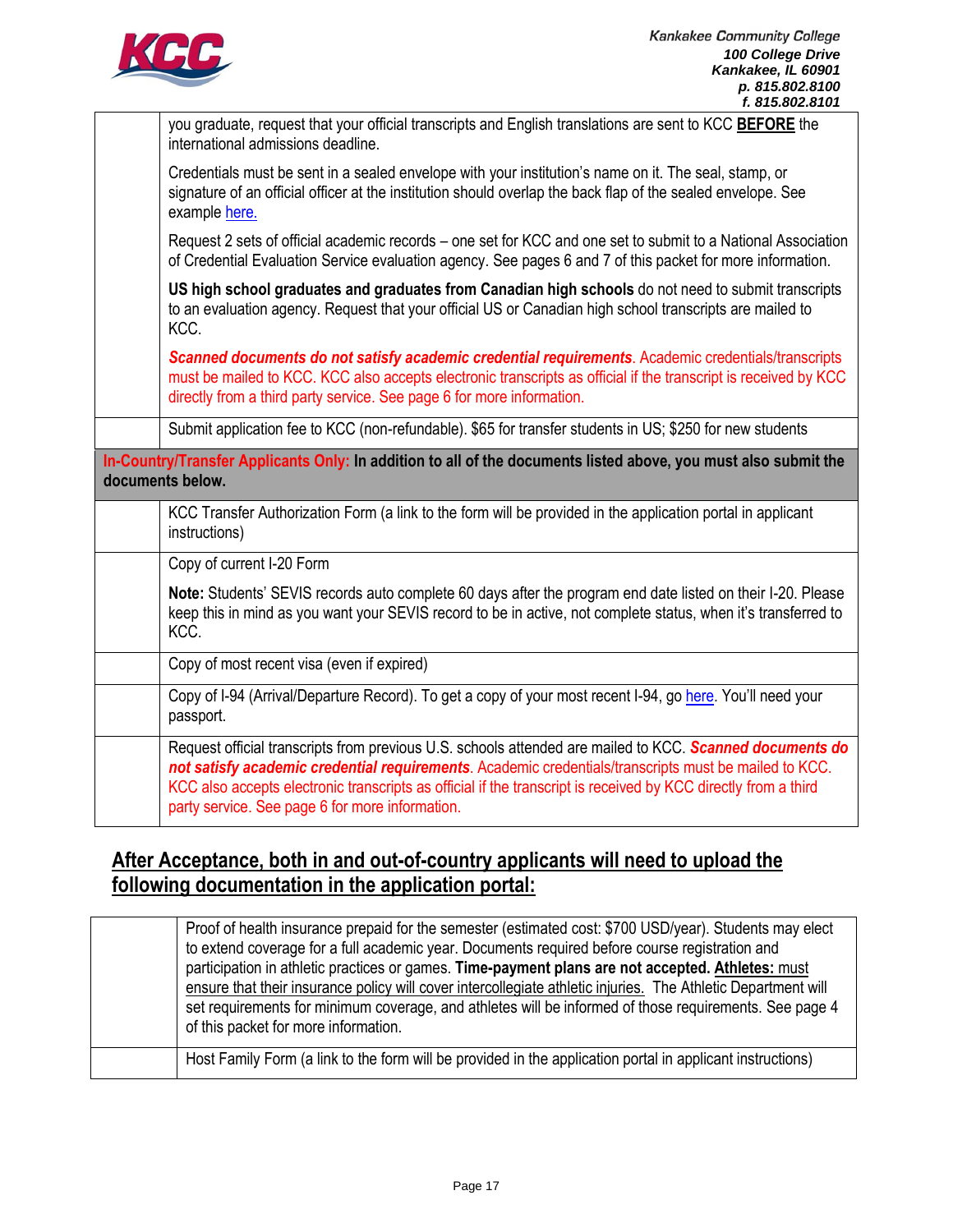| | |
|---|---|
| | you graduate, request that your official transcripts and English translations are sent to KCC **BEFORE** the international admissions deadline.<br><br>Credentials must be sent in a sealed envelope with your institution's name on it. The seal, stamp, or signature of an official officer at the institution should overlap the back flap of the sealed envelope. See example here.<br><br>Request 2 sets of official academic records – one set for KCC and one set to submit to a National Association of Credential Evaluation Service evaluation agency. See pages 6 and 7 of this packet for more information.<br><br>**US high school graduates and graduates from Canadian high schools** do not need to submit transcripts to an evaluation agency. Request that your official US or Canadian high school transcripts are mailed to KCC.<br><br>***Scanned documents do not satisfy academic credential requirements***. Academic credentials/transcripts must be mailed to KCC. KCC also accepts electronic transcripts as official if the transcript is received by KCC directly from a third party service. See page 6 for more information. |
| | Submit application fee to KCC (non-refundable). $65 for transfer students in US; $250 for new students |
| **In-Country/Transfer Applicants Only: In addition to all of the documents listed above, you must also submit the documents below.** | |
| | KCC Transfer Authorization Form (a link to the form will be provided in the application portal in applicant instructions) |
| | Copy of current I-20 Form<br><br>**Note:** Students' SEVIS records auto complete 60 days after the program end date listed on their I-20. Please keep this in mind as you want your SEVIS record to be in active, not complete status, when it's transferred to KCC. |
| | Copy of most recent visa (even if expired) |
| | Copy of I-94 (Arrival/Departure Record). To get a copy of your most recent I-94, go here. You'll need your passport. |
| | Request official transcripts from previous U.S. schools attended are mailed to KCC. ***Scanned documents do not satisfy academic credential requirements***. Academic credentials/transcripts must be mailed to KCC. KCC also accepts electronic transcripts as official if the transcript is received by KCC directly from a third party service. See page 6 for more information. |

## After Acceptance, both in and out-of-country applicants will need to upload the following documentation in the application portal:

| | |
|---|---|
| | Proof of health insurance prepaid for the semester (estimated cost: $700 USD/year). Students may elect to extend coverage for a full academic year. Documents required before course registration and participation in athletic practices or games. **Time-payment plans are not accepted.** **Athletes:** must ensure that their insurance policy will cover intercollegiate athletic injuries. The Athletic Department will set requirements for minimum coverage, and athletes will be informed of those requirements. See page 4 of this packet for more information. |
| | Host Family Form (a link to the form will be provided in the application portal in applicant instructions) |